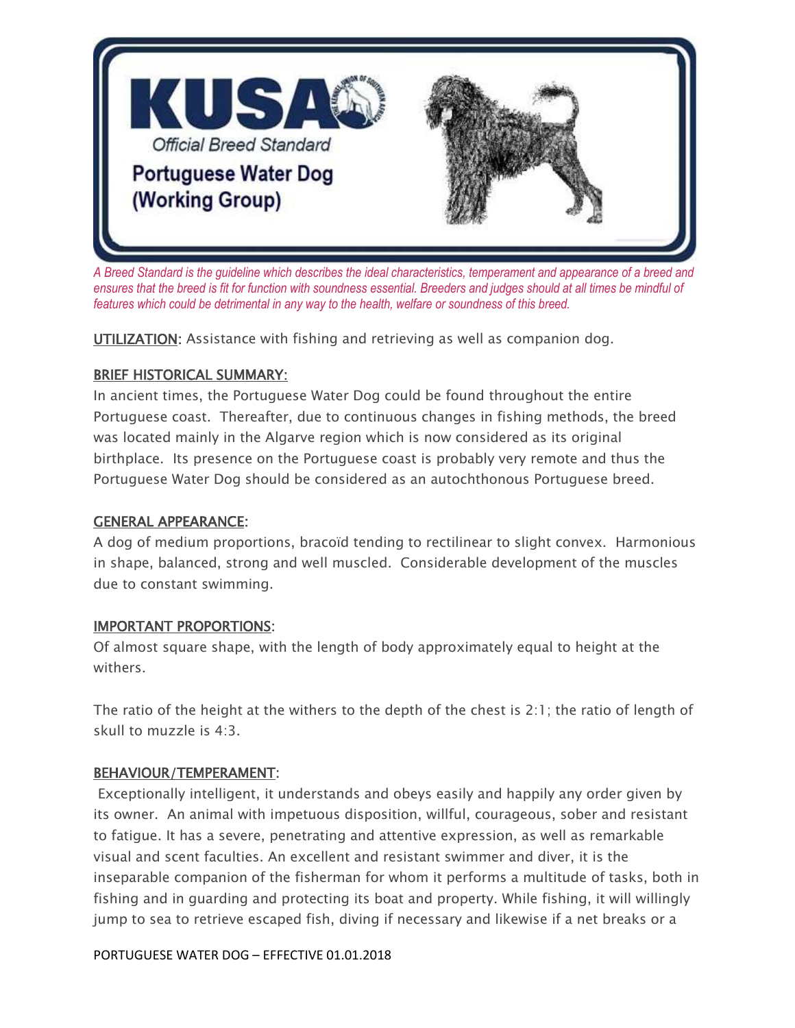# KUSA

Official Breed Standard

## Portuguese Water Dog (Working Group)

*A Breed Standard is the guideline which describes the ideal characteristics, temperament and appearance of a breed and ensures that the breed is fit for function with soundness essential. Breeders and judges should at all times be mindful of features which could be detrimental in any way to the health, welfare or soundness of this breed.*

**UTILIZATION**: Assistance with fishing and retrieving as well as companion dog.

**BRIEF HISTORICAL SUMMARY:**

In ancient times, the Portuguese Water Dog could be found throughout the entire Portuguese coast. Thereafter, due to continuous changes in fishing methods, the breed was located mainly in the Algarve region which is now considered as its original birthplace. Its presence on the Portuguese coast is probably very remote and thus the Portuguese Water Dog should be considered as an autochthonous Portuguese breed.

**GENERAL APPEARANCE**:

A dog of medium proportions, bracoïd tending to rectilinear to slight convex. Harmonious in shape, balanced, strong and well muscled. Considerable development of the muscles due to constant swimming.

**IMPORTANT PROPORTIONS**:

Of almost square shape, with the length of body approximately equal to height at the withers.

The ratio of the height at the withers to the depth of the chest is 2:1; the ratio of length of skull to muzzle is 4:3.

**BEHAVIOUR/TEMPERAMENT**:

Exceptionally intelligent, it understands and obeys easily and happily any order given by its owner. An animal with impetuous disposition, willful, courageous, sober and resistant to fatigue. It has a severe, penetrating and attentive expression, as well as remarkable visual and scent faculties. An excellent and resistant swimmer and diver, it is the inseparable companion of the fisherman for whom it performs a multitude of tasks, both in fishing and in guarding and protecting its boat and property. While fishing, it will willingly jump to sea to retrieve escaped fish, diving if necessary and likewise if a net breaks or a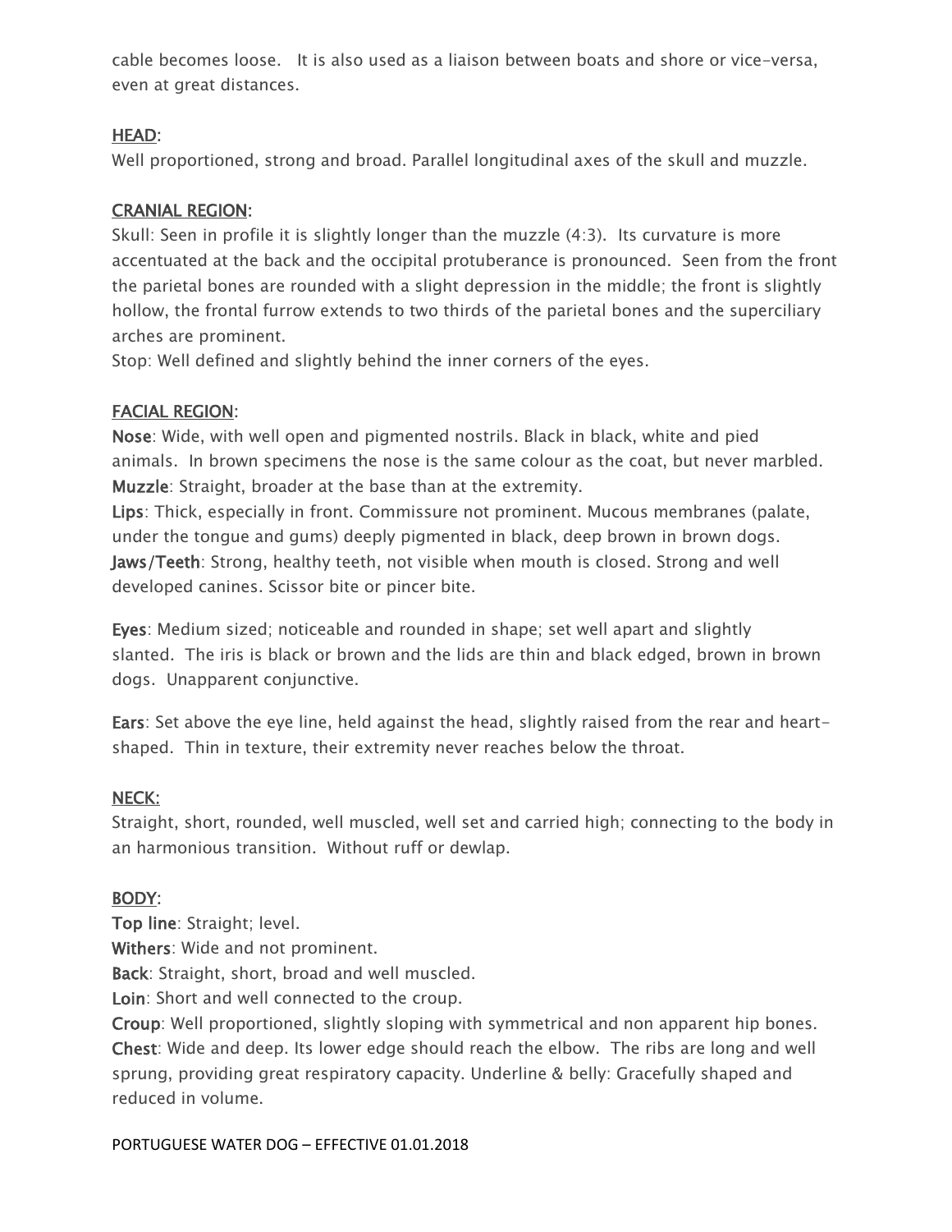cable becomes loose. It is also used as a liaison between boats and shore or vice-versa, even at great distances.

## HEAD:

Well proportioned, strong and broad. Parallel longitudinal axes of the skull and muzzle.

## CRANIAL REGION:

Skull: Seen in profile it is slightly longer than the muzzle (4:3). Its curvature is more accentuated at the back and the occipital protuberance is pronounced. Seen from the front the parietal bones are rounded with a slight depression in the middle; the front is slightly hollow, the frontal furrow extends to two thirds of the parietal bones and the superciliary arches are prominent.

Stop: Well defined and slightly behind the inner corners of the eyes.

## FACIAL REGION:

**Nose**: Wide, with well open and pigmented nostrils. Black in black, white and pied animals. In brown specimens the nose is the same colour as the coat, but never marbled.

**Muzzle**: Straight, broader at the base than at the extremity.

**Lips**: Thick, especially in front. Commissure not prominent. Mucous membranes (palate, under the tongue and gums) deeply pigmented in black, deep brown in brown dogs.

**Jaws/Teeth**: Strong, healthy teeth, not visible when mouth is closed. Strong and well developed canines. Scissor bite or pincer bite.

**Eyes**: Medium sized; noticeable and rounded in shape; set well apart and slightly slanted. The iris is black or brown and the lids are thin and black edged, brown in brown dogs. Unapparent conjunctive.

**Ears**: Set above the eye line, held against the head, slightly raised from the rear and heart-shaped. Thin in texture, their extremity never reaches below the throat.

## NECK:

Straight, short, rounded, well muscled, well set and carried high; connecting to the body in an harmonious transition. Without ruff or dewlap.

## BODY:

**Top line**: Straight; level.

**Withers**: Wide and not prominent.

**Back**: Straight, short, broad and well muscled.

**Loin**: Short and well connected to the croup.

**Croup**: Well proportioned, slightly sloping with symmetrical and non apparent hip bones.

**Chest**: Wide and deep. Its lower edge should reach the elbow. The ribs are long and well sprung, providing great respiratory capacity. Underline & belly: Gracefully shaped and reduced in volume.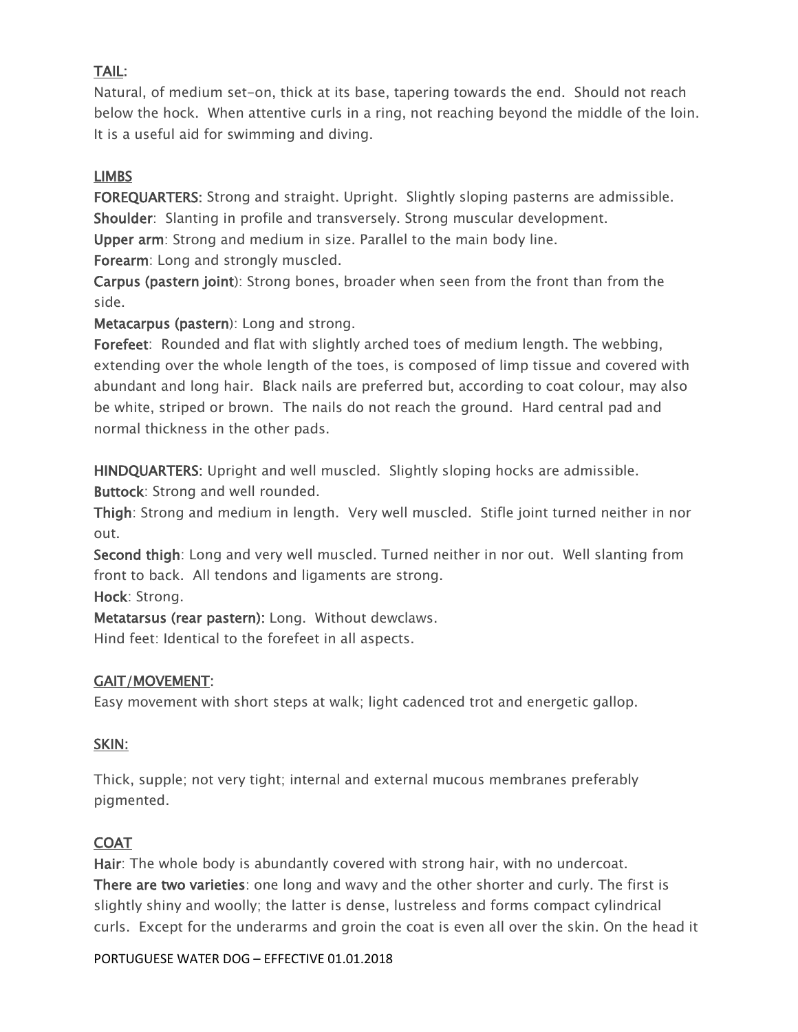## TAIL:

Natural, of medium set-on, thick at its base, tapering towards the end. Should not reach below the hock. When attentive curls in a ring, not reaching beyond the middle of the loin. It is a useful aid for swimming and diving.

## LIMBS

**FOREQUARTERS:** Strong and straight. Upright. Slightly sloping pasterns are admissible.
**Shoulder**: Slanting in profile and transversely. Strong muscular development.
**Upper arm**: Strong and medium in size. Parallel to the main body line.
**Forearm**: Long and strongly muscled.
**Carpus (pastern joint)**: Strong bones, broader when seen from the front than from the side.
**Metacarpus (pastern)**: Long and strong.
**Forefeet**: Rounded and flat with slightly arched toes of medium length. The webbing, extending over the whole length of the toes, is composed of limp tissue and covered with abundant and long hair. Black nails are preferred but, according to coat colour, may also be white, striped or brown. The nails do not reach the ground. Hard central pad and normal thickness in the other pads.

**HINDQUARTERS:** Upright and well muscled. Slightly sloping hocks are admissible.
**Buttock**: Strong and well rounded.
**Thigh**: Strong and medium in length. Very well muscled. Stifle joint turned neither in nor out.
**Second thigh**: Long and very well muscled. Turned neither in nor out. Well slanting from front to back. All tendons and ligaments are strong.
**Hock**: Strong.
**Metatarsus (rear pastern):** Long. Without dewclaws.
Hind feet: Identical to the forefeet in all aspects.

## GAIT/MOVEMENT:

Easy movement with short steps at walk; light cadenced trot and energetic gallop.

## SKIN:

Thick, supple; not very tight; internal and external mucous membranes preferably pigmented.

## COAT

**Hair**: The whole body is abundantly covered with strong hair, with no undercoat.
**There are two varieties**: one long and wavy and the other shorter and curly. The first is slightly shiny and woolly; the latter is dense, lustreless and forms compact cylindrical curls. Except for the underarms and groin the coat is even all over the skin. On the head it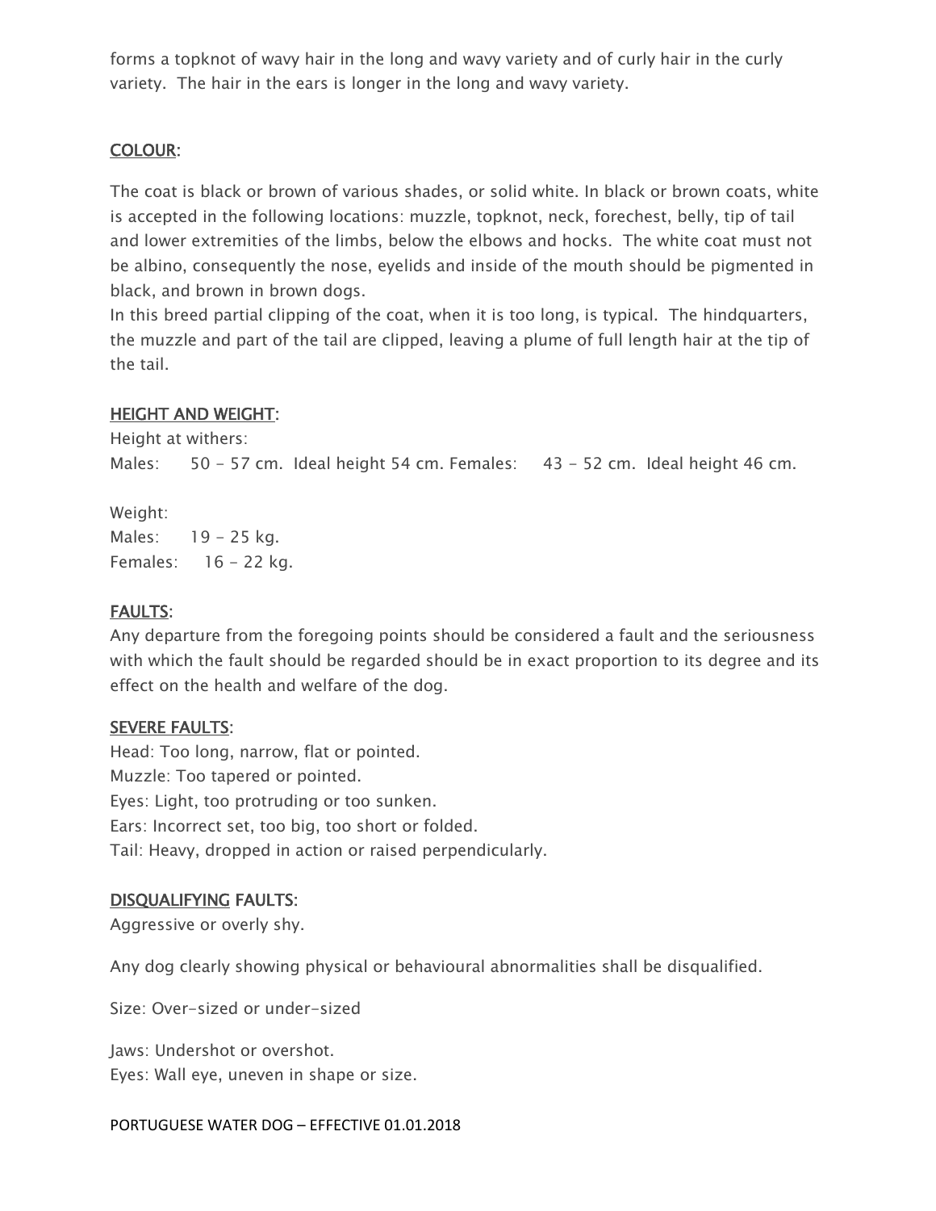forms a topknot of wavy hair in the long and wavy variety and of curly hair in the curly variety. The hair in the ears is longer in the long and wavy variety.

## COLOUR:

The coat is black or brown of various shades, or solid white. In black or brown coats, white is accepted in the following locations: muzzle, topknot, neck, forechest, belly, tip of tail and lower extremities of the limbs, below the elbows and hocks. The white coat must not be albino, consequently the nose, eyelids and inside of the mouth should be pigmented in black, and brown in brown dogs.
In this breed partial clipping of the coat, when it is too long, is typical. The hindquarters, the muzzle and part of the tail are clipped, leaving a plume of full length hair at the tip of the tail.

## HEIGHT AND WEIGHT:

Height at withers:
Males: 50 - 57 cm. Ideal height 54 cm. Females: 43 - 52 cm. Ideal height 46 cm.

Weight:
Males: 19 - 25 kg.
Females: 16 - 22 kg.

## FAULTS:

Any departure from the foregoing points should be considered a fault and the seriousness with which the fault should be regarded should be in exact proportion to its degree and its effect on the health and welfare of the dog.

## SEVERE FAULTS:

Head: Too long, narrow, flat or pointed.
Muzzle: Too tapered or pointed.
Eyes: Light, too protruding or too sunken.
Ears: Incorrect set, too big, too short or folded.
Tail: Heavy, dropped in action or raised perpendicularly.

## DISQUALIFYING FAULTS:

Aggressive or overly shy.

Any dog clearly showing physical or behavioural abnormalities shall be disqualified.

Size: Over-sized or under-sized

Jaws: Undershot or overshot.
Eyes: Wall eye, uneven in shape or size.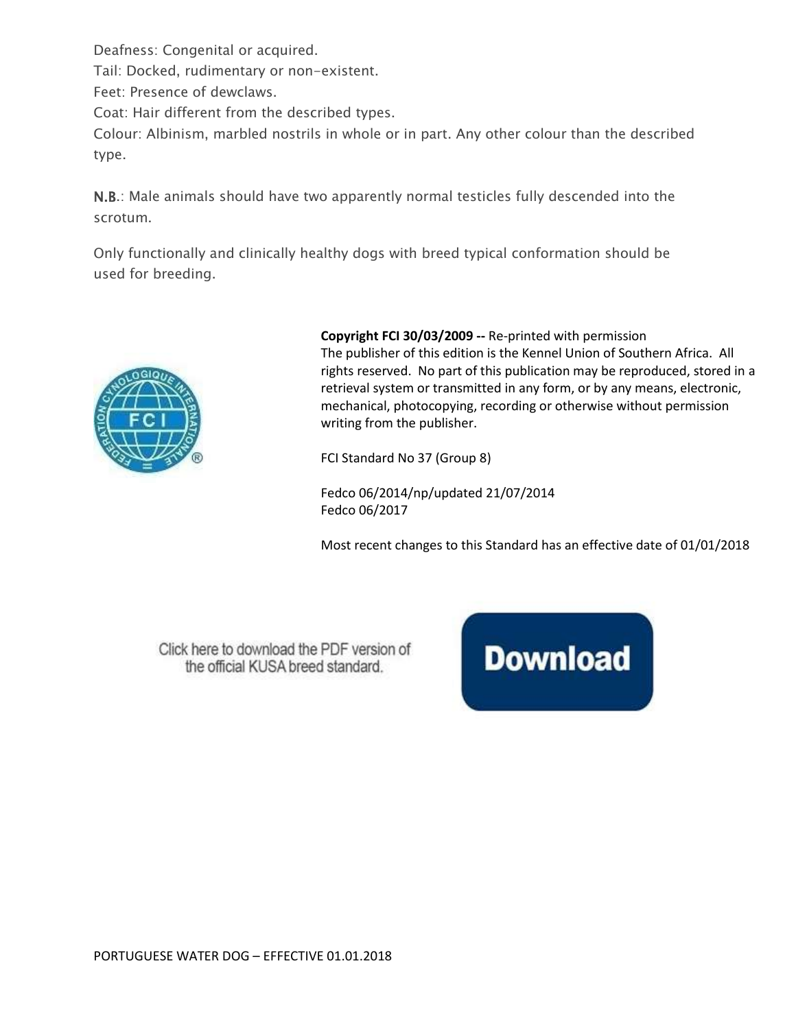Deafness: Congenital or acquired.
Tail: Docked, rudimentary or non-existent.
Feet: Presence of dewclaws.
Coat: Hair different from the described types.
Colour: Albinism, marbled nostrils in whole or in part. Any other colour than the described type.

**N.B.**: Male animals should have two apparently normal testicles fully descended into the scrotum.

Only functionally and clinically healthy dogs with breed typical conformation should be used for breeding.

**Copyright FCI 30/03/2009 --** Re-printed with permission
The publisher of this edition is the Kennel Union of Southern Africa. All rights reserved. No part of this publication may be reproduced, stored in a retrieval system or transmitted in any form, or by any means, electronic, mechanical, photocopying, recording or otherwise without permission writing from the publisher.

FCI Standard No 37 (Group 8)

Fedco 06/2014/np/updated 21/07/2014
Fedco 06/2017

Most recent changes to this Standard has an effective date of 01/01/2018

Click here to download the PDF version of the official KUSA breed standard.

Download